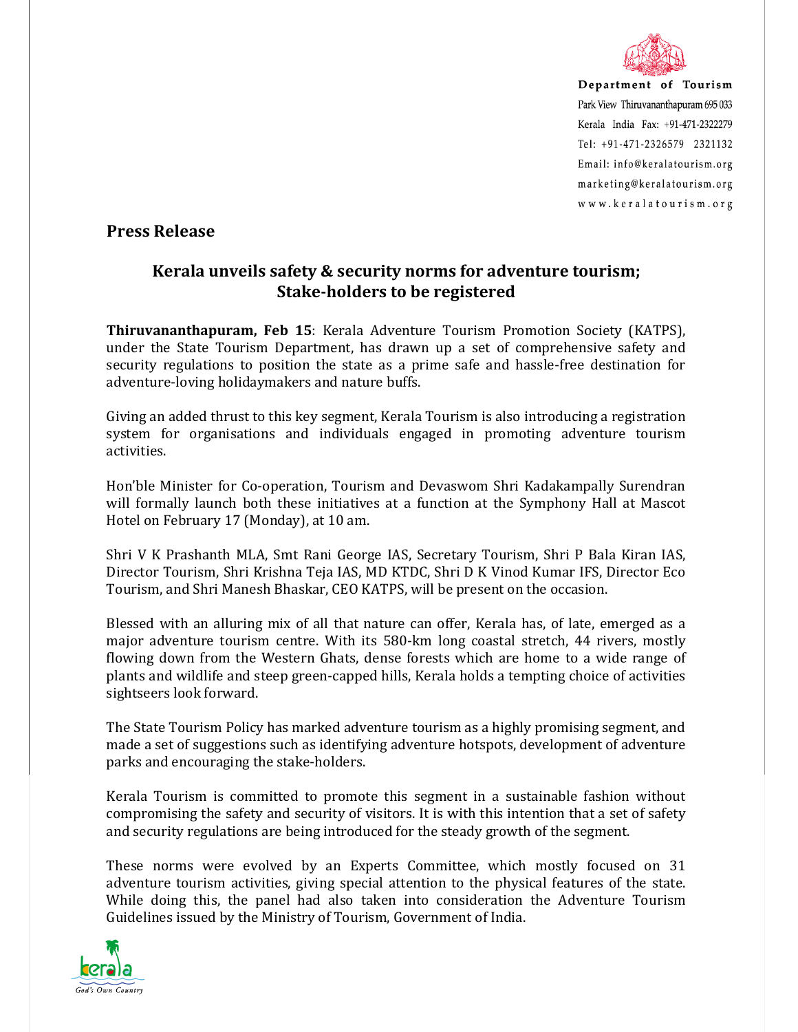Department of Tourism
Park View Thiruvananthapuram 695 033
Kerala India Fax: +91-471-2322279
Tel: +91-471-2326579 2321132
Email: info@keralatourism.org
marketing@keralatourism.org
www.keralatourism.org

## Press Release

### Kerala unveils safety & security norms for adventure tourism; Stake-holders to be registered

**Thiruvananthapuram, Feb 15**: Kerala Adventure Tourism Promotion Society (KATPS), under the State Tourism Department, has drawn up a set of comprehensive safety and security regulations to position the state as a prime safe and hassle-free destination for adventure-loving holidaymakers and nature buffs.

Giving an added thrust to this key segment, Kerala Tourism is also introducing a registration system for organisations and individuals engaged in promoting adventure tourism activities.

Hon'ble Minister for Co-operation, Tourism and Devaswom Shri Kadakampally Surendran will formally launch both these initiatives at a function at the Symphony Hall at Mascot Hotel on February 17 (Monday), at 10 am.

Shri V K Prashanth MLA, Smt Rani George IAS, Secretary Tourism, Shri P Bala Kiran IAS, Director Tourism, Shri Krishna Teja IAS, MD KTDC, Shri D K Vinod Kumar IFS, Director Eco Tourism, and Shri Manesh Bhaskar, CEO KATPS, will be present on the occasion.

Blessed with an alluring mix of all that nature can offer, Kerala has, of late, emerged as a major adventure tourism centre. With its 580-km long coastal stretch, 44 rivers, mostly flowing down from the Western Ghats, dense forests which are home to a wide range of plants and wildlife and steep green-capped hills, Kerala holds a tempting choice of activities sightseers look forward.

The State Tourism Policy has marked adventure tourism as a highly promising segment, and made a set of suggestions such as identifying adventure hotspots, development of adventure parks and encouraging the stake-holders.

Kerala Tourism is committed to promote this segment in a sustainable fashion without compromising the safety and security of visitors. It is with this intention that a set of safety and security regulations are being introduced for the steady growth of the segment.

These norms were evolved by an Experts Committee, which mostly focused on 31 adventure tourism activities, giving special attention to the physical features of the state. While doing this, the panel had also taken into consideration the Adventure Tourism Guidelines issued by the Ministry of Tourism, Government of India.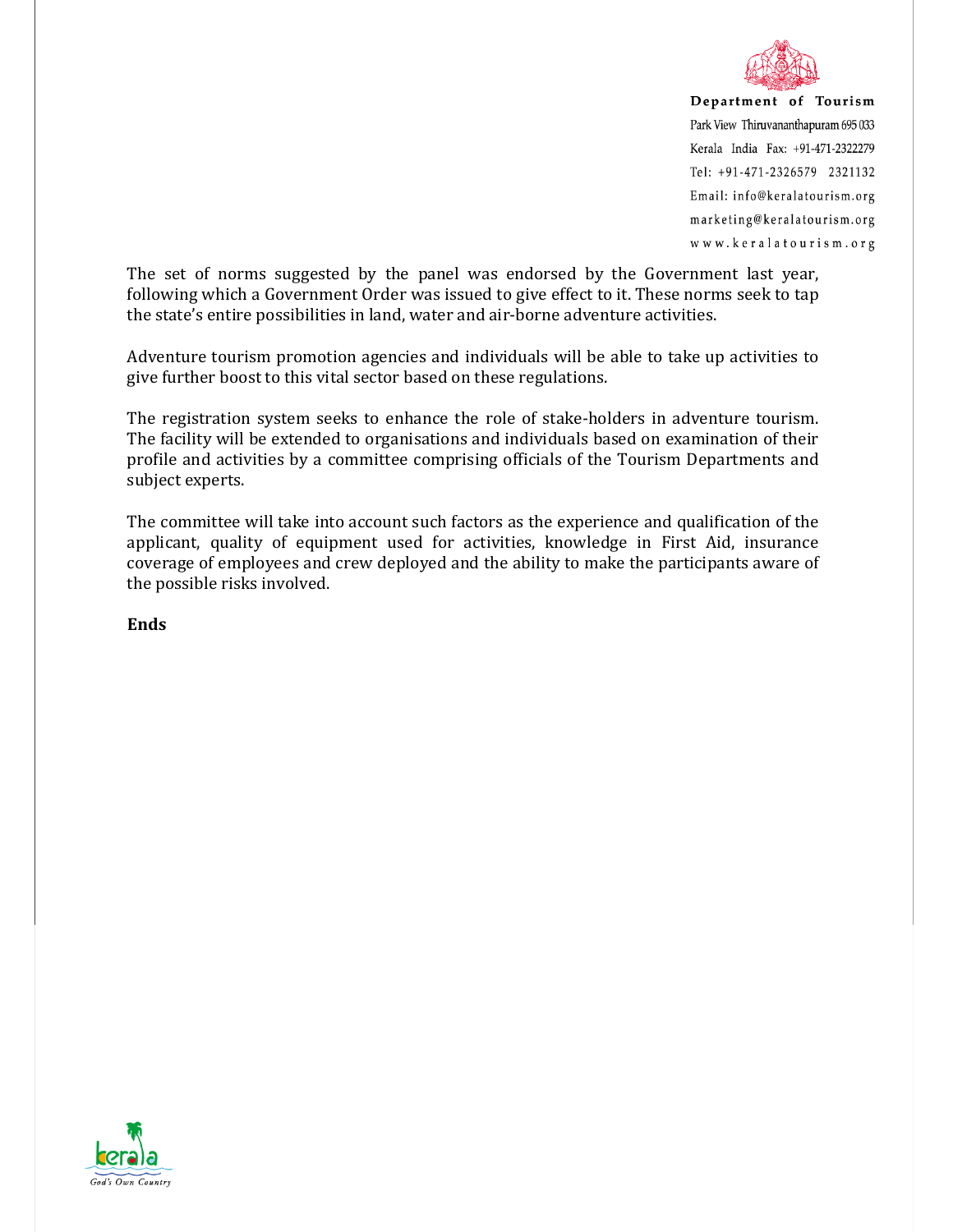Department of Tourism
Park View Thiruvananthapuram 695 033
Kerala India Fax: +91-471-2322279
Tel: +91-471-2326579 2321132
Email: info@keralatourism.org
marketing@keralatourism.org
www.keralatourism.org

The set of norms suggested by the panel was endorsed by the Government last year, following which a Government Order was issued to give effect to it. These norms seek to tap the state's entire possibilities in land, water and air-borne adventure activities.

Adventure tourism promotion agencies and individuals will be able to take up activities to give further boost to this vital sector based on these regulations.

The registration system seeks to enhance the role of stake-holders in adventure tourism. The facility will be extended to organisations and individuals based on examination of their profile and activities by a committee comprising officials of the Tourism Departments and subject experts.

The committee will take into account such factors as the experience and qualification of the applicant, quality of equipment used for activities, knowledge in First Aid, insurance coverage of employees and crew deployed and the ability to make the participants aware of the possible risks involved.

**Ends**